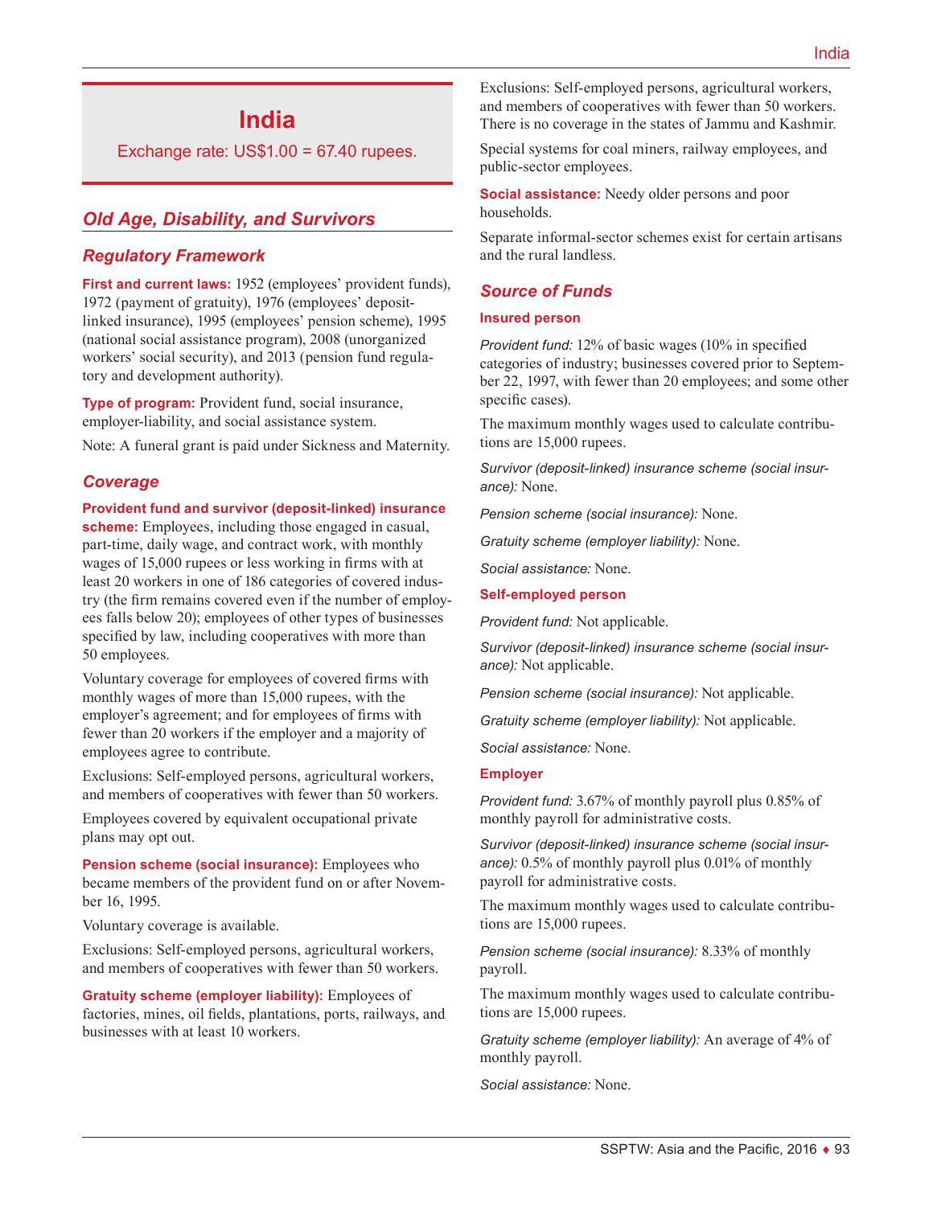# India

Exchange rate: US$1.00 = 67.40 rupees.

## Old Age, Disability, and Survivors

### Regulatory Framework

**First and current laws:** 1952 (employees' provident funds), 1972 (payment of gratuity), 1976 (employees' deposit-linked insurance), 1995 (employees' pension scheme), 1995 (national social assistance program), 2008 (unorganized workers' social security), and 2013 (pension fund regulatory and development authority).

**Type of program:** Provident fund, social insurance, employer-liability, and social assistance system.

Note: A funeral grant is paid under Sickness and Maternity.

### Coverage

**Provident fund and survivor (deposit-linked) insurance scheme:** Employees, including those engaged in casual, part-time, daily wage, and contract work, with monthly wages of 15,000 rupees or less working in firms with at least 20 workers in one of 186 categories of covered industry (the firm remains covered even if the number of employees falls below 20); employees of other types of businesses specified by law, including cooperatives with more than 50 employees.

Voluntary coverage for employees of covered firms with monthly wages of more than 15,000 rupees, with the employer's agreement; and for employees of firms with fewer than 20 workers if the employer and a majority of employees agree to contribute.

Exclusions: Self-employed persons, agricultural workers, and members of cooperatives with fewer than 50 workers.

Employees covered by equivalent occupational private plans may opt out.

**Pension scheme (social insurance):** Employees who became members of the provident fund on or after November 16, 1995.

Voluntary coverage is available.

Exclusions: Self-employed persons, agricultural workers, and members of cooperatives with fewer than 50 workers.

**Gratuity scheme (employer liability):** Employees of factories, mines, oil fields, plantations, ports, railways, and businesses with at least 10 workers.

Exclusions: Self-employed persons, agricultural workers, and members of cooperatives with fewer than 50 workers. There is no coverage in the states of Jammu and Kashmir.

Special systems for coal miners, railway employees, and public-sector employees.

**Social assistance:** Needy older persons and poor households.

Separate informal-sector schemes exist for certain artisans and the rural landless.

### Source of Funds

#### Insured person

*Provident fund:* 12% of basic wages (10% in specified categories of industry; businesses covered prior to September 22, 1997, with fewer than 20 employees; and some other specific cases).

The maximum monthly wages used to calculate contributions are 15,000 rupees.

*Survivor (deposit-linked) insurance scheme (social insurance):* None.

*Pension scheme (social insurance):* None.

*Gratuity scheme (employer liability):* None.

*Social assistance:* None.

#### Self-employed person

*Provident fund:* Not applicable.

*Survivor (deposit-linked) insurance scheme (social insurance):* Not applicable.

*Pension scheme (social insurance):* Not applicable.

*Gratuity scheme (employer liability):* Not applicable.

*Social assistance:* None.

#### Employer

*Provident fund:* 3.67% of monthly payroll plus 0.85% of monthly payroll for administrative costs.

*Survivor (deposit-linked) insurance scheme (social insurance):* 0.5% of monthly payroll plus 0.01% of monthly payroll for administrative costs.

The maximum monthly wages used to calculate contributions are 15,000 rupees.

*Pension scheme (social insurance):* 8.33% of monthly payroll.

The maximum monthly wages used to calculate contributions are 15,000 rupees.

*Gratuity scheme (employer liability):* An average of 4% of monthly payroll.

*Social assistance:* None.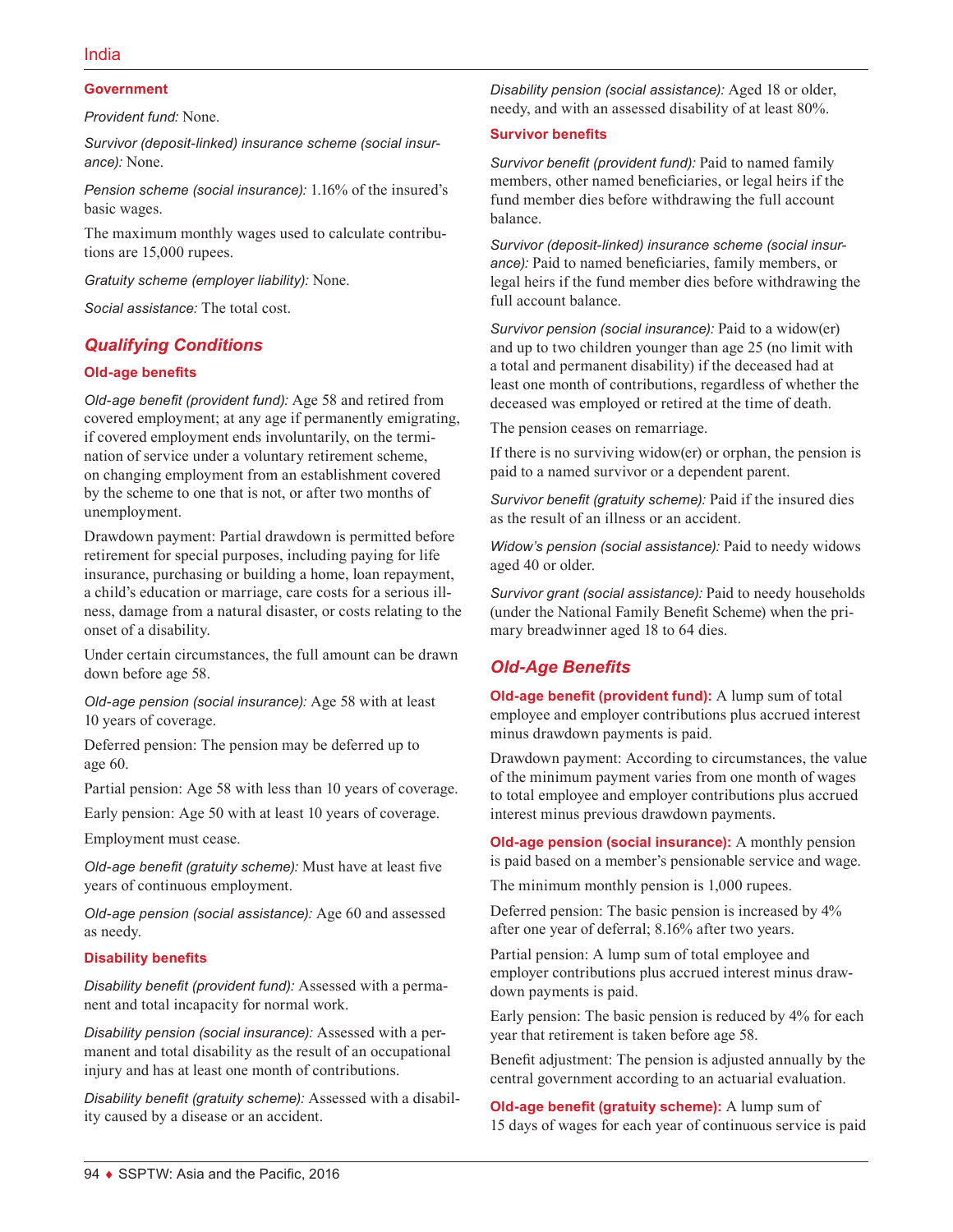### Government

*Provident fund:* None.

*Survivor (deposit-linked) insurance scheme (social insurance):* None.

*Pension scheme (social insurance):* 1.16% of the insured's basic wages.

The maximum monthly wages used to calculate contributions are 15,000 rupees.

*Gratuity scheme (employer liability):* None.

*Social assistance:* The total cost.

## Qualifying Conditions

### Old-age benefits

*Old-age benefit (provident fund):* Age 58 and retired from covered employment; at any age if permanently emigrating, if covered employment ends involuntarily, on the termination of service under a voluntary retirement scheme, on changing employment from an establishment covered by the scheme to one that is not, or after two months of unemployment.

Drawdown payment: Partial drawdown is permitted before retirement for special purposes, including paying for life insurance, purchasing or building a home, loan repayment, a child's education or marriage, care costs for a serious illness, damage from a natural disaster, or costs relating to the onset of a disability.

Under certain circumstances, the full amount can be drawn down before age 58.

*Old-age pension (social insurance):* Age 58 with at least 10 years of coverage.

Deferred pension: The pension may be deferred up to age 60.

Partial pension: Age 58 with less than 10 years of coverage.

Early pension: Age 50 with at least 10 years of coverage.

Employment must cease.

*Old-age benefit (gratuity scheme):* Must have at least five years of continuous employment.

*Old-age pension (social assistance):* Age 60 and assessed as needy.

### Disability benefits

*Disability benefit (provident fund):* Assessed with a permanent and total incapacity for normal work.

*Disability pension (social insurance):* Assessed with a permanent and total disability as the result of an occupational injury and has at least one month of contributions.

*Disability benefit (gratuity scheme):* Assessed with a disability caused by a disease or an accident.

*Disability pension (social assistance):* Aged 18 or older, needy, and with an assessed disability of at least 80%.

### Survivor benefits

*Survivor benefit (provident fund):* Paid to named family members, other named beneficiaries, or legal heirs if the fund member dies before withdrawing the full account balance.

*Survivor (deposit-linked) insurance scheme (social insurance):* Paid to named beneficiaries, family members, or legal heirs if the fund member dies before withdrawing the full account balance.

*Survivor pension (social insurance):* Paid to a widow(er) and up to two children younger than age 25 (no limit with a total and permanent disability) if the deceased had at least one month of contributions, regardless of whether the deceased was employed or retired at the time of death.

The pension ceases on remarriage.

If there is no surviving widow(er) or orphan, the pension is paid to a named survivor or a dependent parent.

*Survivor benefit (gratuity scheme):* Paid if the insured dies as the result of an illness or an accident.

*Widow's pension (social assistance):* Paid to needy widows aged 40 or older.

*Survivor grant (social assistance):* Paid to needy households (under the National Family Benefit Scheme) when the primary breadwinner aged 18 to 64 dies.

## Old-Age Benefits

**Old-age benefit (provident fund):** A lump sum of total employee and employer contributions plus accrued interest minus drawdown payments is paid.

Drawdown payment: According to circumstances, the value of the minimum payment varies from one month of wages to total employee and employer contributions plus accrued interest minus previous drawdown payments.

**Old-age pension (social insurance):** A monthly pension is paid based on a member's pensionable service and wage.

The minimum monthly pension is 1,000 rupees.

Deferred pension: The basic pension is increased by 4% after one year of deferral; 8.16% after two years.

Partial pension: A lump sum of total employee and employer contributions plus accrued interest minus drawdown payments is paid.

Early pension: The basic pension is reduced by 4% for each year that retirement is taken before age 58.

Benefit adjustment: The pension is adjusted annually by the central government according to an actuarial evaluation.

**Old-age benefit (gratuity scheme):** A lump sum of 15 days of wages for each year of continuous service is paid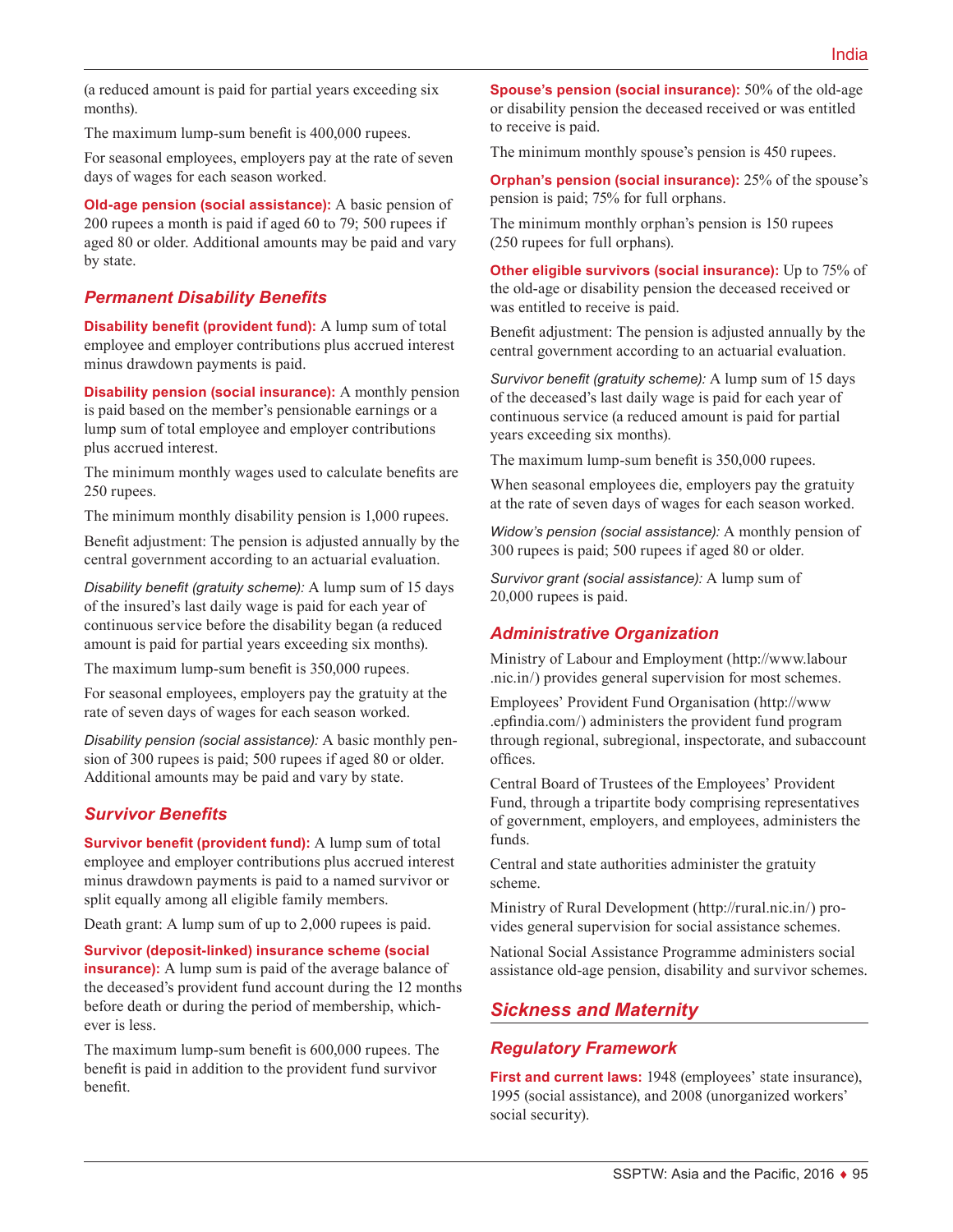(a reduced amount is paid for partial years exceeding six months).

The maximum lump-sum benefit is 400,000 rupees.

For seasonal employees, employers pay at the rate of seven days of wages for each season worked.

**Old-age pension (social assistance):** A basic pension of 200 rupees a month is paid if aged 60 to 79; 500 rupees if aged 80 or older. Additional amounts may be paid and vary by state.

### *Permanent Disability Benefits*

**Disability benefit (provident fund):** A lump sum of total employee and employer contributions plus accrued interest minus drawdown payments is paid.

**Disability pension (social insurance):** A monthly pension is paid based on the member's pensionable earnings or a lump sum of total employee and employer contributions plus accrued interest.

The minimum monthly wages used to calculate benefits are 250 rupees.

The minimum monthly disability pension is 1,000 rupees.

Benefit adjustment: The pension is adjusted annually by the central government according to an actuarial evaluation.

*Disability benefit (gratuity scheme):* A lump sum of 15 days of the insured's last daily wage is paid for each year of continuous service before the disability began (a reduced amount is paid for partial years exceeding six months).

The maximum lump-sum benefit is 350,000 rupees.

For seasonal employees, employers pay the gratuity at the rate of seven days of wages for each season worked.

*Disability pension (social assistance):* A basic monthly pension of 300 rupees is paid; 500 rupees if aged 80 or older. Additional amounts may be paid and vary by state.

### *Survivor Benefits*

**Survivor benefit (provident fund):** A lump sum of total employee and employer contributions plus accrued interest minus drawdown payments is paid to a named survivor or split equally among all eligible family members.

Death grant: A lump sum of up to 2,000 rupees is paid.

**Survivor (deposit-linked) insurance scheme (social insurance):** A lump sum is paid of the average balance of the deceased's provident fund account during the 12 months before death or during the period of membership, whichever is less.

The maximum lump-sum benefit is 600,000 rupees. The benefit is paid in addition to the provident fund survivor benefit.

**Spouse's pension (social insurance):** 50% of the old-age or disability pension the deceased received or was entitled to receive is paid.

The minimum monthly spouse's pension is 450 rupees.

**Orphan's pension (social insurance):** 25% of the spouse's pension is paid; 75% for full orphans.

The minimum monthly orphan's pension is 150 rupees (250 rupees for full orphans).

**Other eligible survivors (social insurance):** Up to 75% of the old-age or disability pension the deceased received or was entitled to receive is paid.

Benefit adjustment: The pension is adjusted annually by the central government according to an actuarial evaluation.

*Survivor benefit (gratuity scheme):* A lump sum of 15 days of the deceased's last daily wage is paid for each year of continuous service (a reduced amount is paid for partial years exceeding six months).

The maximum lump-sum benefit is 350,000 rupees.

When seasonal employees die, employers pay the gratuity at the rate of seven days of wages for each season worked.

*Widow's pension (social assistance):* A monthly pension of 300 rupees is paid; 500 rupees if aged 80 or older.

*Survivor grant (social assistance):* A lump sum of 20,000 rupees is paid.

### *Administrative Organization*

Ministry of Labour and Employment (http://www.labour.nic.in/) provides general supervision for most schemes.

Employees' Provident Fund Organisation (http://www.epfindia.com/) administers the provident fund program through regional, subregional, inspectorate, and subaccount offices.

Central Board of Trustees of the Employees' Provident Fund, through a tripartite body comprising representatives of government, employers, and employees, administers the funds.

Central and state authorities administer the gratuity scheme.

Ministry of Rural Development (http://rural.nic.in/) provides general supervision for social assistance schemes.

National Social Assistance Programme administers social assistance old-age pension, disability and survivor schemes.

## *Sickness and Maternity*

### *Regulatory Framework*

**First and current laws:** 1948 (employees' state insurance), 1995 (social assistance), and 2008 (unorganized workers' social security).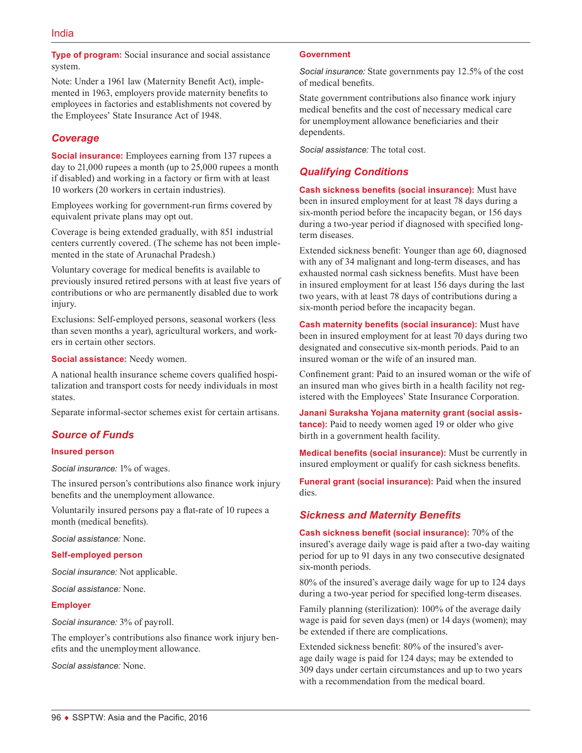**Type of program:** Social insurance and social assistance system.

Note: Under a 1961 law (Maternity Benefit Act), implemented in 1963, employers provide maternity benefits to employees in factories and establishments not covered by the Employees' State Insurance Act of 1948.

## Coverage

**Social insurance:** Employees earning from 137 rupees a day to 21,000 rupees a month (up to 25,000 rupees a month if disabled) and working in a factory or firm with at least 10 workers (20 workers in certain industries).

Employees working for government-run firms covered by equivalent private plans may opt out.

Coverage is being extended gradually, with 851 industrial centers currently covered. (The scheme has not been implemented in the state of Arunachal Pradesh.)

Voluntary coverage for medical benefits is available to previously insured retired persons with at least five years of contributions or who are permanently disabled due to work injury.

Exclusions: Self-employed persons, seasonal workers (less than seven months a year), agricultural workers, and workers in certain other sectors.

**Social assistance:** Needy women.

A national health insurance scheme covers qualified hospitalization and transport costs for needy individuals in most states.

Separate informal-sector schemes exist for certain artisans.

## Source of Funds

### Insured person

*Social insurance:* 1% of wages.

The insured person's contributions also finance work injury benefits and the unemployment allowance.

Voluntarily insured persons pay a flat-rate of 10 rupees a month (medical benefits).

*Social assistance:* None.

### Self-employed person

*Social insurance:* Not applicable.

*Social assistance:* None.

### Employer

*Social insurance:* 3% of payroll.

The employer's contributions also finance work injury benefits and the unemployment allowance.

*Social assistance:* None.

### Government

*Social insurance:* State governments pay 12.5% of the cost of medical benefits.

State government contributions also finance work injury medical benefits and the cost of necessary medical care for unemployment allowance beneficiaries and their dependents.

*Social assistance:* The total cost.

## Qualifying Conditions

**Cash sickness benefits (social insurance):** Must have been in insured employment for at least 78 days during a six-month period before the incapacity began, or 156 days during a two-year period if diagnosed with specified long-term diseases.

Extended sickness benefit: Younger than age 60, diagnosed with any of 34 malignant and long-term diseases, and has exhausted normal cash sickness benefits. Must have been in insured employment for at least 156 days during the last two years, with at least 78 days of contributions during a six-month period before the incapacity began.

**Cash maternity benefits (social insurance):** Must have been in insured employment for at least 70 days during two designated and consecutive six-month periods. Paid to an insured woman or the wife of an insured man.

Confinement grant: Paid to an insured woman or the wife of an insured man who gives birth in a health facility not registered with the Employees' State Insurance Corporation.

**Janani Suraksha Yojana maternity grant (social assistance):** Paid to needy women aged 19 or older who give birth in a government health facility.

**Medical benefits (social insurance):** Must be currently in insured employment or qualify for cash sickness benefits.

**Funeral grant (social insurance):** Paid when the insured dies.

## Sickness and Maternity Benefits

**Cash sickness benefit (social insurance):** 70% of the insured's average daily wage is paid after a two-day waiting period for up to 91 days in any two consecutive designated six-month periods.

80% of the insured's average daily wage for up to 124 days during a two-year period for specified long-term diseases.

Family planning (sterilization): 100% of the average daily wage is paid for seven days (men) or 14 days (women); may be extended if there are complications.

Extended sickness benefit: 80% of the insured's average daily wage is paid for 124 days; may be extended to 309 days under certain circumstances and up to two years with a recommendation from the medical board.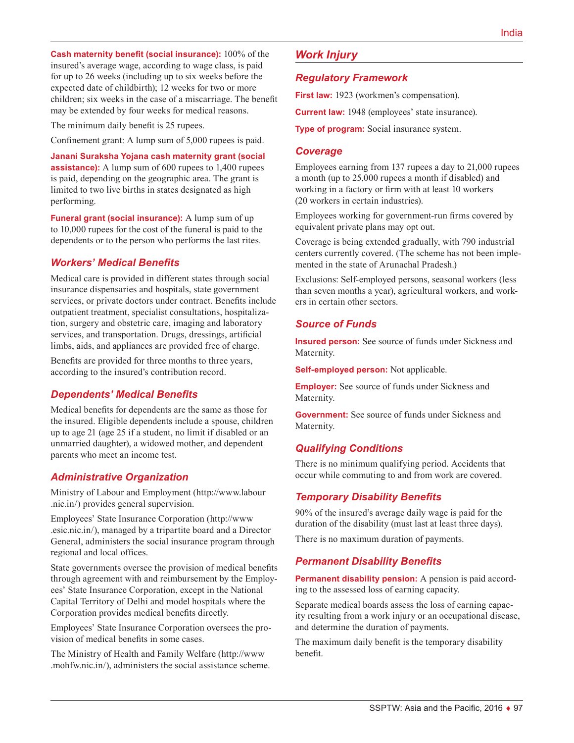**Cash maternity benefit (social insurance):** 100% of the insured's average wage, according to wage class, is paid for up to 26 weeks (including up to six weeks before the expected date of childbirth); 12 weeks for two or more children; six weeks in the case of a miscarriage. The benefit may be extended by four weeks for medical reasons.

The minimum daily benefit is 25 rupees.

Confinement grant: A lump sum of 5,000 rupees is paid.

**Janani Suraksha Yojana cash maternity grant (social assistance):** A lump sum of 600 rupees to 1,400 rupees is paid, depending on the geographic area. The grant is limited to two live births in states designated as high performing.

**Funeral grant (social insurance):** A lump sum of up to 10,000 rupees for the cost of the funeral is paid to the dependents or to the person who performs the last rites.

### *Workers' Medical Benefits*

Medical care is provided in different states through social insurance dispensaries and hospitals, state government services, or private doctors under contract. Benefits include outpatient treatment, specialist consultations, hospitalization, surgery and obstetric care, imaging and laboratory services, and transportation. Drugs, dressings, artificial limbs, aids, and appliances are provided free of charge.

Benefits are provided for three months to three years, according to the insured's contribution record.

### *Dependents' Medical Benefits*

Medical benefits for dependents are the same as those for the insured. Eligible dependents include a spouse, children up to age 21 (age 25 if a student, no limit if disabled or an unmarried daughter), a widowed mother, and dependent parents who meet an income test.

### *Administrative Organization*

Ministry of Labour and Employment (http://www.labour.nic.in/) provides general supervision.

Employees' State Insurance Corporation (http://www.esic.nic.in/), managed by a tripartite board and a Director General, administers the social insurance program through regional and local offices.

State governments oversee the provision of medical benefits through agreement with and reimbursement by the Employees' State Insurance Corporation, except in the National Capital Territory of Delhi and model hospitals where the Corporation provides medical benefits directly.

Employees' State Insurance Corporation oversees the provision of medical benefits in some cases.

The Ministry of Health and Family Welfare (http://www.mohfw.nic.in/), administers the social assistance scheme.

## *Work Injury*

### *Regulatory Framework*

**First law:** 1923 (workmen's compensation).

**Current law:** 1948 (employees' state insurance).

**Type of program:** Social insurance system.

### *Coverage*

Employees earning from 137 rupees a day to 21,000 rupees a month (up to 25,000 rupees a month if disabled) and working in a factory or firm with at least 10 workers (20 workers in certain industries).

Employees working for government-run firms covered by equivalent private plans may opt out.

Coverage is being extended gradually, with 790 industrial centers currently covered. (The scheme has not been implemented in the state of Arunachal Pradesh.)

Exclusions: Self-employed persons, seasonal workers (less than seven months a year), agricultural workers, and workers in certain other sectors.

### *Source of Funds*

**Insured person:** See source of funds under Sickness and Maternity.

**Self-employed person:** Not applicable.

**Employer:** See source of funds under Sickness and Maternity.

**Government:** See source of funds under Sickness and Maternity.

### *Qualifying Conditions*

There is no minimum qualifying period. Accidents that occur while commuting to and from work are covered.

### *Temporary Disability Benefits*

90% of the insured's average daily wage is paid for the duration of the disability (must last at least three days).

There is no maximum duration of payments.

### *Permanent Disability Benefits*

**Permanent disability pension:** A pension is paid according to the assessed loss of earning capacity.

Separate medical boards assess the loss of earning capacity resulting from a work injury or an occupational disease, and determine the duration of payments.

The maximum daily benefit is the temporary disability benefit.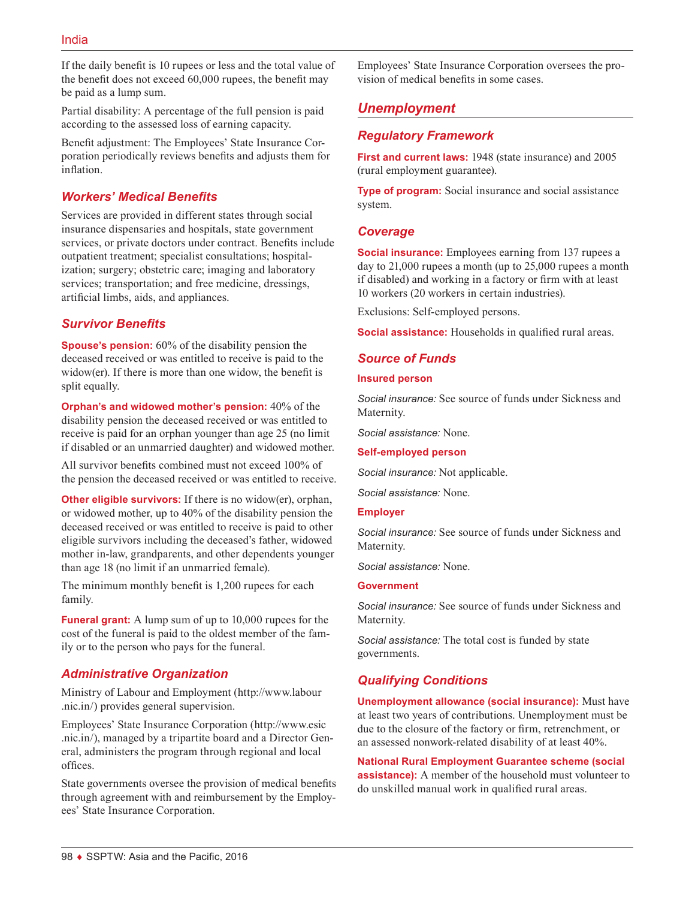If the daily benefit is 10 rupees or less and the total value of the benefit does not exceed 60,000 rupees, the benefit may be paid as a lump sum.

Partial disability: A percentage of the full pension is paid according to the assessed loss of earning capacity.

Benefit adjustment: The Employees' State Insurance Corporation periodically reviews benefits and adjusts them for inflation.

### Workers' Medical Benefits

Services are provided in different states through social insurance dispensaries and hospitals, state government services, or private doctors under contract. Benefits include outpatient treatment; specialist consultations; hospitalization; surgery; obstetric care; imaging and laboratory services; transportation; and free medicine, dressings, artificial limbs, aids, and appliances.

### Survivor Benefits

**Spouse's pension:** 60% of the disability pension the deceased received or was entitled to receive is paid to the widow(er). If there is more than one widow, the benefit is split equally.

**Orphan's and widowed mother's pension:** 40% of the disability pension the deceased received or was entitled to receive is paid for an orphan younger than age 25 (no limit if disabled or an unmarried daughter) and widowed mother.

All survivor benefits combined must not exceed 100% of the pension the deceased received or was entitled to receive.

**Other eligible survivors:** If there is no widow(er), orphan, or widowed mother, up to 40% of the disability pension the deceased received or was entitled to receive is paid to other eligible survivors including the deceased's father, widowed mother in-law, grandparents, and other dependents younger than age 18 (no limit if an unmarried female).

The minimum monthly benefit is 1,200 rupees for each family.

**Funeral grant:** A lump sum of up to 10,000 rupees for the cost of the funeral is paid to the oldest member of the family or to the person who pays for the funeral.

### Administrative Organization

Ministry of Labour and Employment (http://www.labour.nic.in/) provides general supervision.

Employees' State Insurance Corporation (http://www.esic.nic.in/), managed by a tripartite board and a Director General, administers the program through regional and local offices.

State governments oversee the provision of medical benefits through agreement with and reimbursement by the Employees' State Insurance Corporation.

Employees' State Insurance Corporation oversees the provision of medical benefits in some cases.

## Unemployment

### Regulatory Framework

**First and current laws:** 1948 (state insurance) and 2005 (rural employment guarantee).

**Type of program:** Social insurance and social assistance system.

### Coverage

**Social insurance:** Employees earning from 137 rupees a day to 21,000 rupees a month (up to 25,000 rupees a month if disabled) and working in a factory or firm with at least 10 workers (20 workers in certain industries).

Exclusions: Self-employed persons.

**Social assistance:** Households in qualified rural areas.

### Source of Funds

**Insured person**

*Social insurance:* See source of funds under Sickness and Maternity.

*Social assistance:* None.

**Self-employed person**

*Social insurance:* Not applicable.

*Social assistance:* None.

**Employer**

*Social insurance:* See source of funds under Sickness and Maternity.

*Social assistance:* None.

**Government**

*Social insurance:* See source of funds under Sickness and Maternity.

*Social assistance:* The total cost is funded by state governments.

### Qualifying Conditions

**Unemployment allowance (social insurance):** Must have at least two years of contributions. Unemployment must be due to the closure of the factory or firm, retrenchment, or an assessed nonwork-related disability of at least 40%.

**National Rural Employment Guarantee scheme (social assistance):** A member of the household must volunteer to do unskilled manual work in qualified rural areas.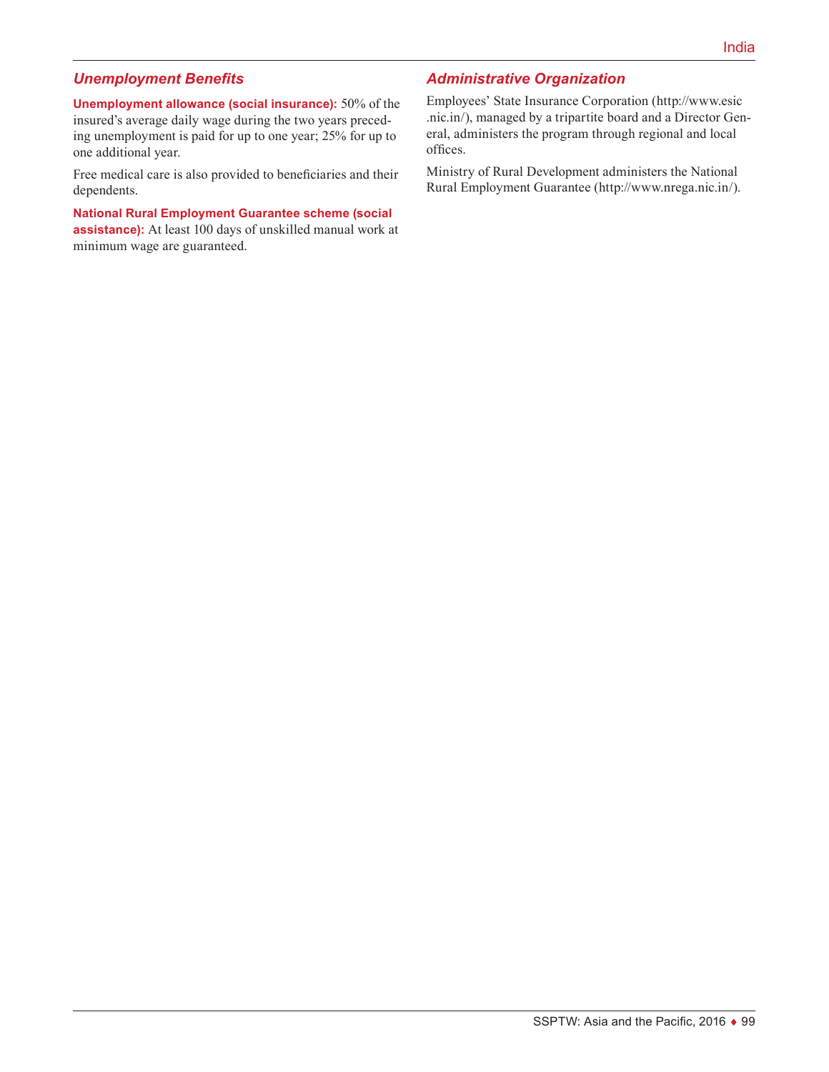### *Unemployment Benefits*

**Unemployment allowance (social insurance):** 50% of the insured's average daily wage during the two years preceding unemployment is paid for up to one year; 25% for up to one additional year.

Free medical care is also provided to beneficiaries and their dependents.

**National Rural Employment Guarantee scheme (social assistance):** At least 100 days of unskilled manual work at minimum wage are guaranteed.

### *Administrative Organization*

Employees' State Insurance Corporation (http://www.esic.nic.in/), managed by a tripartite board and a Director General, administers the program through regional and local offices.

Ministry of Rural Development administers the National Rural Employment Guarantee (http://www.nrega.nic.in/).